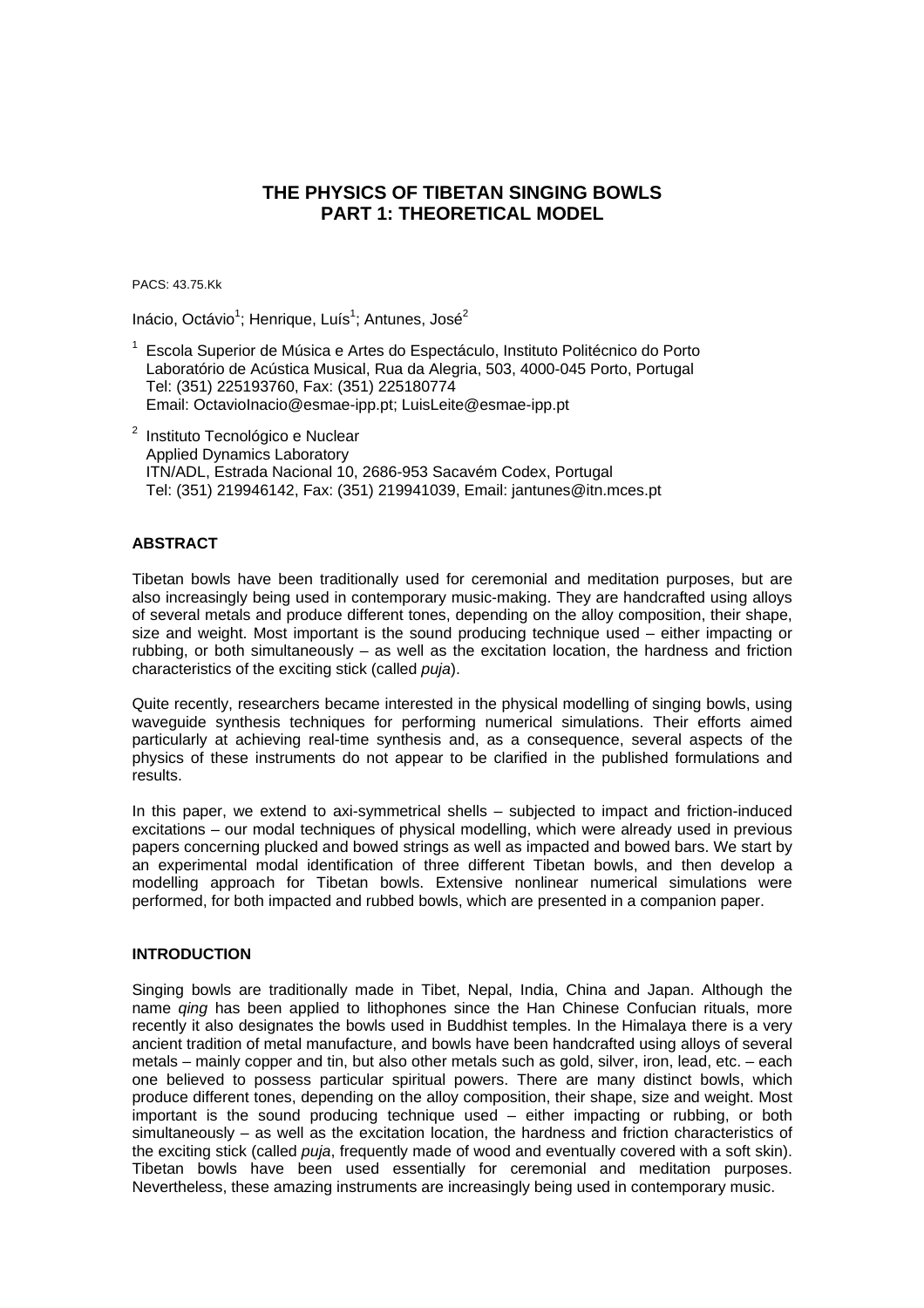# THE PHYSICS OF TIBETAN SINGING BOWLS
# PART 1: THEORETICAL MODEL

PACS: 43.75.Kk

Inácio, Octávio[1]; Henrique, Luís[1]; Antunes, José[2]

[1] Escola Superior de Música e Artes do Espectáculo, Instituto Politécnico do Porto
Laboratório de Acústica Musical, Rua da Alegria, 503, 4000-045 Porto, Portugal
Tel: (351) 225193760, Fax: (351) 225180774
Email: OctavioInacio@esmae-ipp.pt; LuisLeite@esmae-ipp.pt

[2] Instituto Tecnológico e Nuclear
Applied Dynamics Laboratory
ITN/ADL, Estrada Nacional 10, 2686-953 Sacavém Codex, Portugal
Tel: (351) 219946142, Fax: (351) 219941039, Email: jantunes@itn.mces.pt

## ABSTRACT

Tibetan bowls have been traditionally used for ceremonial and meditation purposes, but are also increasingly being used in contemporary music-making. They are handcrafted using alloys of several metals and produce different tones, depending on the alloy composition, their shape, size and weight. Most important is the sound producing technique used – either impacting or rubbing, or both simultaneously – as well as the excitation location, the hardness and friction characteristics of the exciting stick (called *puja*).

Quite recently, researchers became interested in the physical modelling of singing bowls, using waveguide synthesis techniques for performing numerical simulations. Their efforts aimed particularly at achieving real-time synthesis and, as a consequence, several aspects of the physics of these instruments do not appear to be clarified in the published formulations and results.

In this paper, we extend to axi-symmetrical shells – subjected to impact and friction-induced excitations – our modal techniques of physical modelling, which were already used in previous papers concerning plucked and bowed strings as well as impacted and bowed bars. We start by an experimental modal identification of three different Tibetan bowls, and then develop a modelling approach for Tibetan bowls. Extensive nonlinear numerical simulations were performed, for both impacted and rubbed bowls, which are presented in a companion paper.

## INTRODUCTION

Singing bowls are traditionally made in Tibet, Nepal, India, China and Japan. Although the name *qing* has been applied to lithophones since the Han Chinese Confucian rituals, more recently it also designates the bowls used in Buddhist temples. In the Himalaya there is a very ancient tradition of metal manufacture, and bowls have been handcrafted using alloys of several metals – mainly copper and tin, but also other metals such as gold, silver, iron, lead, etc. – each one believed to possess particular spiritual powers. There are many distinct bowls, which produce different tones, depending on the alloy composition, their shape, size and weight. Most important is the sound producing technique used – either impacting or rubbing, or both simultaneously – as well as the excitation location, the hardness and friction characteristics of the exciting stick (called *puja*, frequently made of wood and eventually covered with a soft skin). Tibetan bowls have been used essentially for ceremonial and meditation purposes. Nevertheless, these amazing instruments are increasingly being used in contemporary music.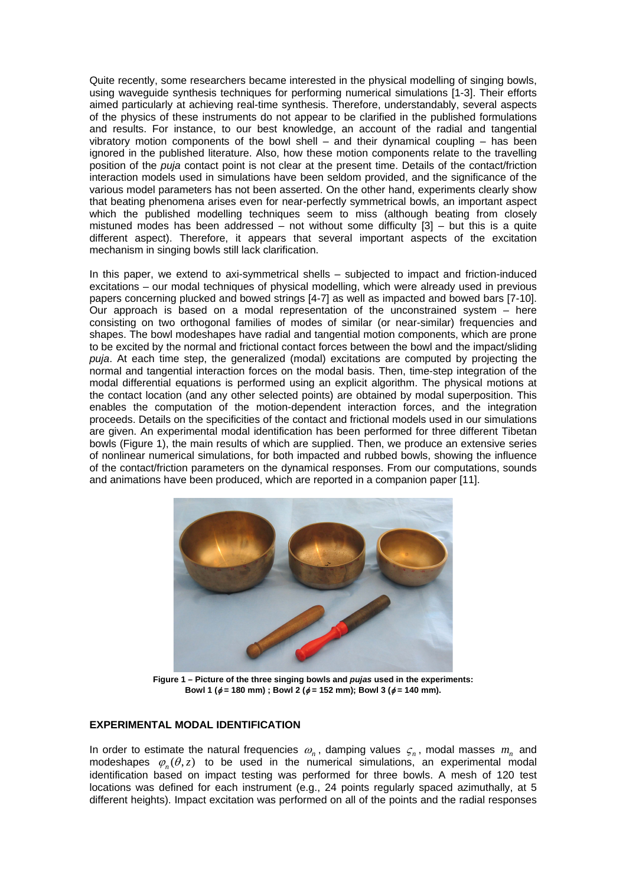Quite recently, some researchers became interested in the physical modelling of singing bowls, using waveguide synthesis techniques for performing numerical simulations [1-3]. Their efforts aimed particularly at achieving real-time synthesis. Therefore, understandably, several aspects of the physics of these instruments do not appear to be clarified in the published formulations and results. For instance, to our best knowledge, an account of the radial and tangential vibratory motion components of the bowl shell – and their dynamical coupling – has been ignored in the published literature. Also, how these motion components relate to the travelling position of the *puja* contact point is not clear at the present time. Details of the contact/friction interaction models used in simulations have been seldom provided, and the significance of the various model parameters has not been asserted. On the other hand, experiments clearly show that beating phenomena arises even for near-perfectly symmetrical bowls, an important aspect which the published modelling techniques seem to miss (although beating from closely mistuned modes has been addressed – not without some difficulty [3] – but this is a quite different aspect). Therefore, it appears that several important aspects of the excitation mechanism in singing bowls still lack clarification.

In this paper, we extend to axi-symmetrical shells – subjected to impact and friction-induced excitations – our modal techniques of physical modelling, which were already used in previous papers concerning plucked and bowed strings [4-7] as well as impacted and bowed bars [7-10]. Our approach is based on a modal representation of the unconstrained system – here consisting on two orthogonal families of modes of similar (or near-similar) frequencies and shapes. The bowl modeshapes have radial and tangential motion components, which are prone to be excited by the normal and frictional contact forces between the bowl and the impact/sliding *puja*. At each time step, the generalized (modal) excitations are computed by projecting the normal and tangential interaction forces on the modal basis. Then, time-step integration of the modal differential equations is performed using an explicit algorithm. The physical motions at the contact location (and any other selected points) are obtained by modal superposition. This enables the computation of the motion-dependent interaction forces, and the integration proceeds. Details on the specificities of the contact and frictional models used in our simulations are given. An experimental modal identification has been performed for three different Tibetan bowls (Figure 1), the main results of which are supplied. Then, we produce an extensive series of nonlinear numerical simulations, for both impacted and rubbed bowls, showing the influence of the contact/friction parameters on the dynamical responses. From our computations, sounds and animations have been produced, which are reported in a companion paper [11].

**Figure 1 – Picture of the three singing bowls and *pujas* used in the experiments: Bowl 1 ($\phi$ = 180 mm) ; Bowl 2 ($\phi$ = 152 mm); Bowl 3 ($\phi$ = 140 mm).**

## EXPERIMENTAL MODAL IDENTIFICATION

In order to estimate the natural frequencies $\omega_n$, damping values $\varsigma_n$, modal masses $m_n$ and modeshapes $\varphi_n(\theta, z)$ to be used in the numerical simulations, an experimental modal identification based on impact testing was performed for three bowls. A mesh of 120 test locations was defined for each instrument (e.g., 24 points regularly spaced azimuthally, at 5 different heights). Impact excitation was performed on all of the points and the radial responses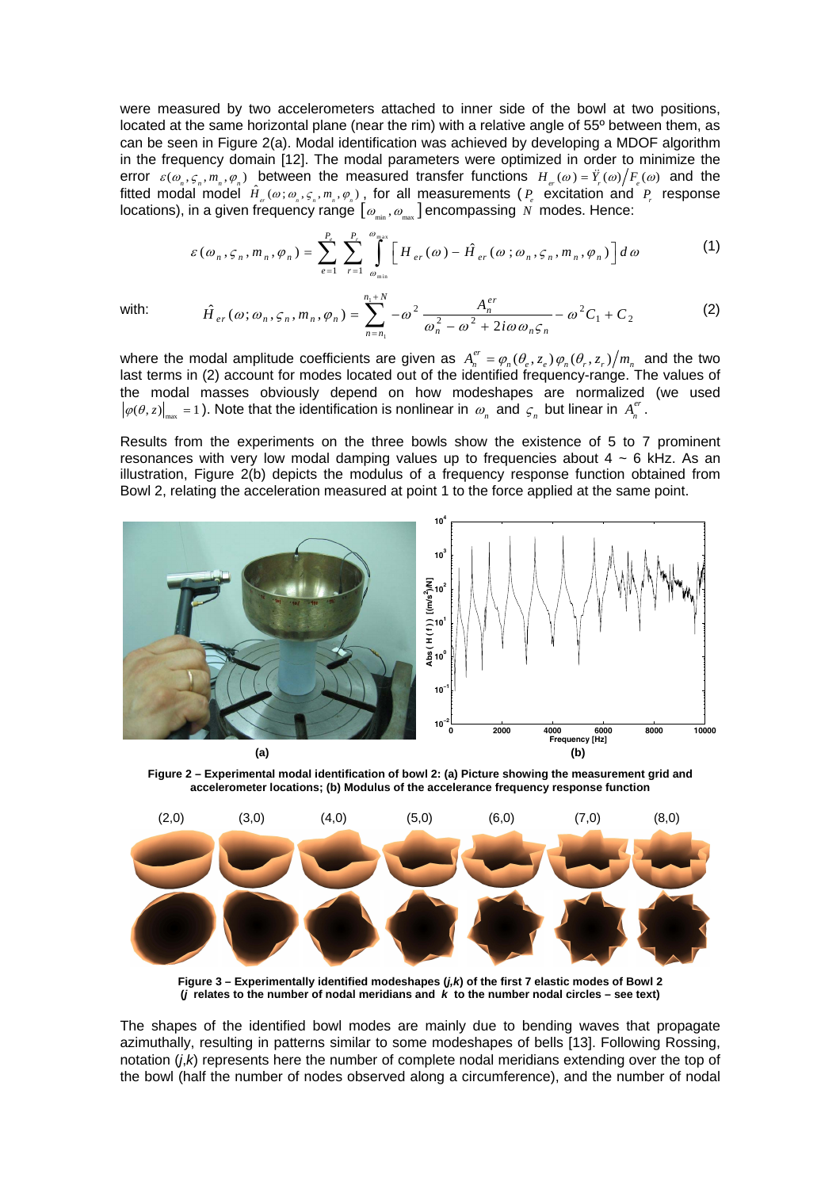were measured by two accelerometers attached to inner side of the bowl at two positions, located at the same horizontal plane (near the rim) with a relative angle of 55º between them, as can be seen in Figure 2(a). Modal identification was achieved by developing a MDOF algorithm in the frequency domain [12]. The modal parameters were optimized in order to minimize the error $\varepsilon(\omega_n, \varsigma_n, m_n, \varphi_n)$ between the measured transfer functions $H_{er}(\omega) = \ddot{Y}_r(\omega)/F_e(\omega)$ and the fitted modal model $\hat{H}_{er}(\omega; \omega_n, \varsigma_n, m_n, \varphi_n)$, for all measurements ($P_e$ excitation and $P_r$ response locations), in a given frequency range $[\omega_{\min}, \omega_{\max}]$ encompassing $N$ modes. Hence:

$$\varepsilon(\omega_n, \varsigma_n, m_n, \varphi_n) = \sum_{e=1}^{P_e} \sum_{r=1}^{P_r} \int_{\omega_{\min}}^{\omega_{\max}} \left[ H_{er}(\omega) - \hat{H}_{er}(\omega; \omega_n, \varsigma_n, m_n, \varphi_n) \right] d\omega \tag{1}$$

with:

$$\hat{H}_{er}(\omega; \omega_n, \varsigma_n, m_n, \varphi_n) = \sum_{n=n_1}^{n_1+N} -\omega^2 \frac{A_n^{er}}{\omega_n^2 - \omega^2 + 2i\omega\omega_n\varsigma_n} - \omega^2 C_1 + C_2 \tag{2}$$

where the modal amplitude coefficients are given as $A_n^{er} = \varphi_n(\theta_e, z_e)\varphi_n(\theta_r, z_r)/m_n$ and the two last terms in (2) account for modes located out of the identified frequency-range. The values of the modal masses obviously depend on how modeshapes are normalized (we used $|\varphi(\theta, z)|_{\max} = 1$). Note that the identification is nonlinear in $\omega_n$ and $\varsigma_n$ but linear in $A_n^{er}$.

Results from the experiments on the three bowls show the existence of 5 to 7 prominent resonances with very low modal damping values up to frequencies about 4 ~ 6 kHz. As an illustration, Figure 2(b) depicts the modulus of a frequency response function obtained from Bowl 2, relating the acceleration measured at point 1 to the force applied at the same point.

**Figure 2 – Experimental modal identification of bowl 2: (a) Picture showing the measurement grid and accelerometer locations; (b) Modulus of the accelerance frequency response function**

**Figure 3 – Experimentally identified modeshapes (*j*,*k*) of the first 7 elastic modes of Bowl 2 (*j* relates to the number of nodal meridians and *k* to the number nodal circles – see text)**

The shapes of the identified bowl modes are mainly due to bending waves that propagate azimuthally, resulting in patterns similar to some modeshapes of bells [13]. Following Rossing, notation (*j*,*k*) represents here the number of complete nodal meridians extending over the top of the bowl (half the number of nodes observed along a circumference), and the number of nodal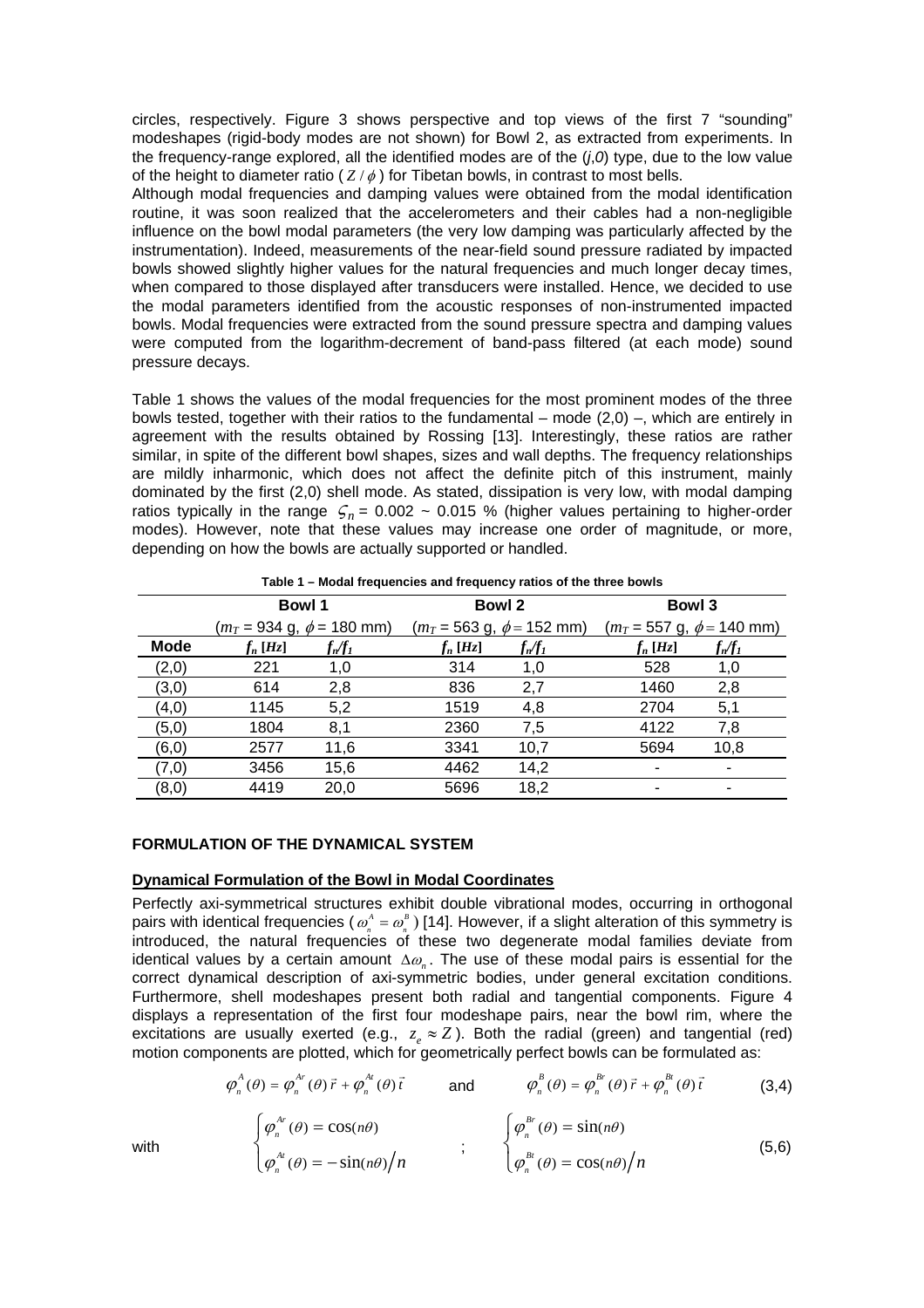circles, respectively. Figure 3 shows perspective and top views of the first 7 "sounding" modeshapes (rigid-body modes are not shown) for Bowl 2, as extracted from experiments. In the frequency-range explored, all the identified modes are of the (*j*,*0*) type, due to the low value of the height to diameter ratio ( $Z/\phi$ ) for Tibetan bowls, in contrast to most bells.

Although modal frequencies and damping values were obtained from the modal identification routine, it was soon realized that the accelerometers and their cables had a non-negligible influence on the bowl modal parameters (the very low damping was particularly affected by the instrumentation). Indeed, measurements of the near-field sound pressure radiated by impacted bowls showed slightly higher values for the natural frequencies and much longer decay times, when compared to those displayed after transducers were installed. Hence, we decided to use the modal parameters identified from the acoustic responses of non-instrumented impacted bowls. Modal frequencies were extracted from the sound pressure spectra and damping values were computed from the logarithm-decrement of band-pass filtered (at each mode) sound pressure decays.

Table 1 shows the values of the modal frequencies for the most prominent modes of the three bowls tested, together with their ratios to the fundamental – mode (2,0) –, which are entirely in agreement with the results obtained by Rossing [13]. Interestingly, these ratios are rather similar, in spite of the different bowl shapes, sizes and wall depths. The frequency relationships are mildly inharmonic, which does not affect the definite pitch of this instrument, mainly dominated by the first (2,0) shell mode. As stated, dissipation is very low, with modal damping ratios typically in the range $\varsigma_n$ = 0.002 ~ 0.015 % (higher values pertaining to higher-order modes). However, note that these values may increase one order of magnitude, or more, depending on how the bowls are actually supported or handled.

**Table 1 – Modal frequencies and frequency ratios of the three bowls**

| | **Bowl 1** | | **Bowl 2** | | **Bowl 3** | |
|---|---|---|---|---|---|---|
| | ($m_T$ = 934 g, $\phi$ = 180 mm) | | ($m_T$ = 563 g, $\phi$ = 152 mm) | | ($m_T$ = 557 g, $\phi$ = 140 mm) | |
| **Mode** | $f_n$ [Hz] | $f_n/f_1$ | $f_n$ [Hz] | $f_n/f_1$ | $f_n$ [Hz] | $f_n/f_1$ |
| (2,0) | 221 | 1,0 | 314 | 1,0 | 528 | 1,0 |
| (3,0) | 614 | 2,8 | 836 | 2,7 | 1460 | 2,8 |
| (4,0) | 1145 | 5,2 | 1519 | 4,8 | 2704 | 5,1 |
| (5,0) | 1804 | 8,1 | 2360 | 7,5 | 4122 | 7,8 |
| (6,0) | 2577 | 11,6 | 3341 | 10,7 | 5694 | 10,8 |
| (7,0) | 3456 | 15,6 | 4462 | 14,2 | - | - |
| (8,0) | 4419 | 20,0 | 5696 | 18,2 | - | - |

## FORMULATION OF THE DYNAMICAL SYSTEM

### Dynamical Formulation of the Bowl in Modal Coordinates

Perfectly axi-symmetrical structures exhibit double vibrational modes, occurring in orthogonal pairs with identical frequencies ( $\omega_n^A = \omega_n^B$ ) [14]. However, if a slight alteration of this symmetry is introduced, the natural frequencies of these two degenerate modal families deviate from identical values by a certain amount $\Delta\omega_n$. The use of these modal pairs is essential for the correct dynamical description of axi-symmetric bodies, under general excitation conditions. Furthermore, shell modeshapes present both radial and tangential components. Figure 4 displays a representation of the first four modeshape pairs, near the bowl rim, where the excitations are usually exerted (e.g., $z_e \approx Z$ ). Both the radial (green) and tangential (red) motion components are plotted, which for geometrically perfect bowls can be formulated as:

$$\varphi_n^A(\theta) = \varphi_n^{Ar}(\theta)\,\vec{r} + \varphi_n^{At}(\theta)\,\vec{t} \qquad \text{and} \qquad \varphi_n^B(\theta) = \varphi_n^{Br}(\theta)\,\vec{r} + \varphi_n^{Bt}(\theta)\,\vec{t} \tag{3,4}$$

with

$$\begin{cases} \varphi_n^{Ar}(\theta) = \cos(n\theta) \\ \varphi_n^{At}(\theta) = -\sin(n\theta)/n \end{cases} \quad ; \quad \begin{cases} \varphi_n^{Br}(\theta) = \sin(n\theta) \\ \varphi_n^{Bt}(\theta) = \cos(n\theta)/n \end{cases} \tag{5,6}$$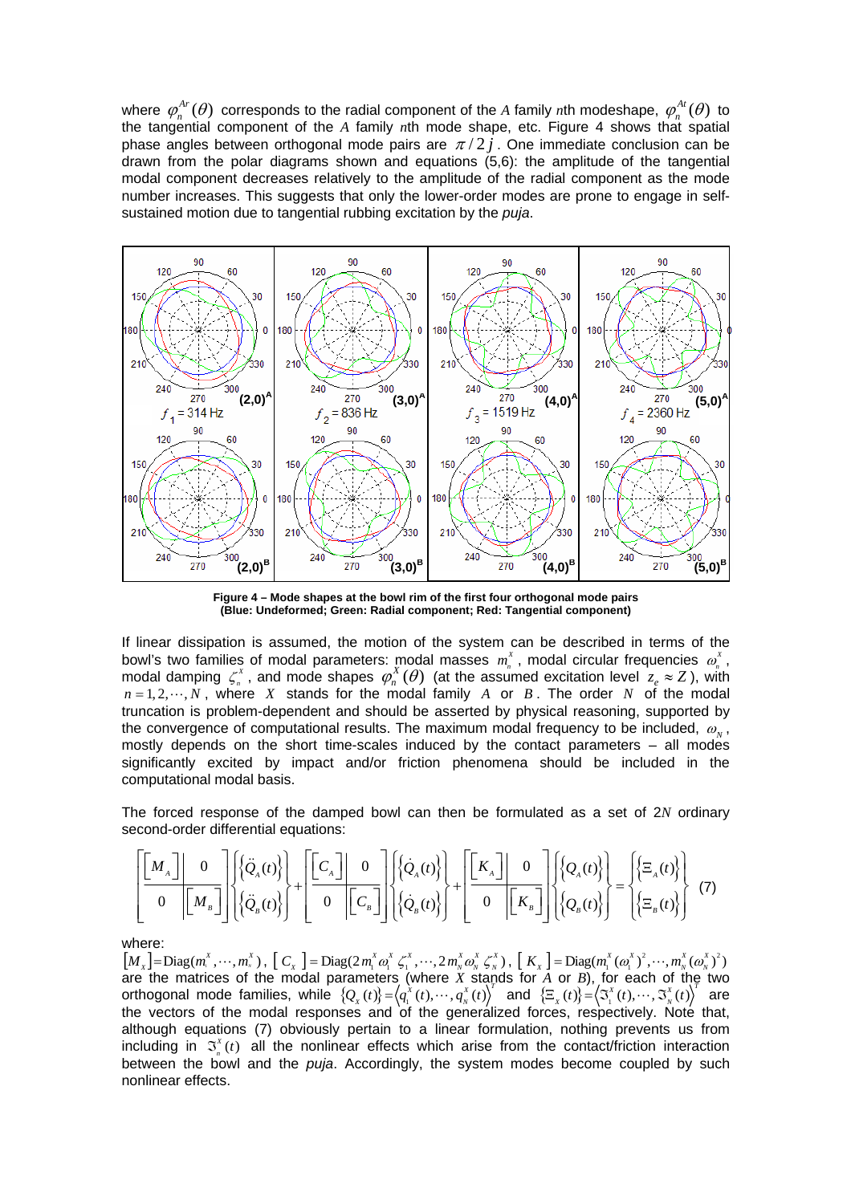where $\varphi_n^{Ar}(\theta)$ corresponds to the radial component of the $A$ family $n$th modeshape, $\varphi_n^{At}(\theta)$ to the tangential component of the $A$ family $n$th mode shape, etc. Figure 4 shows that spatial phase angles between orthogonal mode pairs are $\pi/2j$. One immediate conclusion can be drawn from the polar diagrams shown and equations (5,6): the amplitude of the tangential modal component decreases relatively to the amplitude of the radial component as the mode number increases. This suggests that only the lower-order modes are prone to engage in self-sustained motion due to tangential rubbing excitation by the *puja*.

**Figure 4 – Mode shapes at the bowl rim of the first four orthogonal mode pairs (Blue: Undeformed; Green: Radial component; Red: Tangential component)**

If linear dissipation is assumed, the motion of the system can be described in terms of the bowl's two families of modal parameters: modal masses $m_n^X$, modal circular frequencies $\omega_n^X$, modal damping $\zeta_n^X$, and mode shapes $\varphi_n^X(\theta)$ (at the assumed excitation level $z_e \approx Z$), with $n = 1, 2, \cdots, N$, where $X$ stands for the modal family $A$ or $B$. The order $N$ of the modal truncation is problem-dependent and should be asserted by physical reasoning, supported by the convergence of computational results. The maximum modal frequency to be included, $\omega_N$, mostly depends on the short time-scales induced by the contact parameters – all modes significantly excited by impact and/or friction phenomena should be included in the computational modal basis.

The forced response of the damped bowl can then be formulated as a set of 2$N$ ordinary second-order differential equations:

$$\begin{bmatrix} [M_A] & 0 \\ 0 & [M_B] \end{bmatrix} \begin{Bmatrix} \{\ddot{Q}_A(t)\} \\ \{\ddot{Q}_B(t)\} \end{Bmatrix} + \begin{bmatrix} [C_A] & 0 \\ 0 & [C_B] \end{bmatrix} \begin{Bmatrix} \{\dot{Q}_A(t)\} \\ \{\dot{Q}_B(t)\} \end{Bmatrix} + \begin{bmatrix} [K_A] & 0 \\ 0 & [K_B] \end{bmatrix} \begin{Bmatrix} \{Q_A(t)\} \\ \{Q_B(t)\} \end{Bmatrix} = \begin{Bmatrix} \{\Xi_A(t)\} \\ \{\Xi_B(t)\} \end{Bmatrix} \quad (7)$$

where:

$[M_X] = \text{Diag}(m_1^X, \cdots, m_N^X)$, $[C_X] = \text{Diag}(2m_1^X\omega_1^X\zeta_1^X, \cdots, 2m_N^X\omega_N^X\zeta_N^X)$, $[K_X] = \text{Diag}(m_1^X(\omega_1^X)^2, \cdots, m_N^X(\omega_N^X)^2)$ are the matrices of the modal parameters (where $X$ stands for $A$ or $B$), for each of the two orthogonal mode families, while $\{Q_X(t)\} = \langle q_1^X(t), \cdots, q_N^X(t)\rangle^T$ and $\{\Xi_X(t)\} = \langle \Im_1^X(t), \cdots, \Im_N^X(t)\rangle^T$ are the vectors of the modal responses and of the generalized forces, respectively. Note that, although equations (7) obviously pertain to a linear formulation, nothing prevents us from including in $\Im_n^X(t)$ all the nonlinear effects which arise from the contact/friction interaction between the bowl and the *puja*. Accordingly, the system modes become coupled by such nonlinear effects.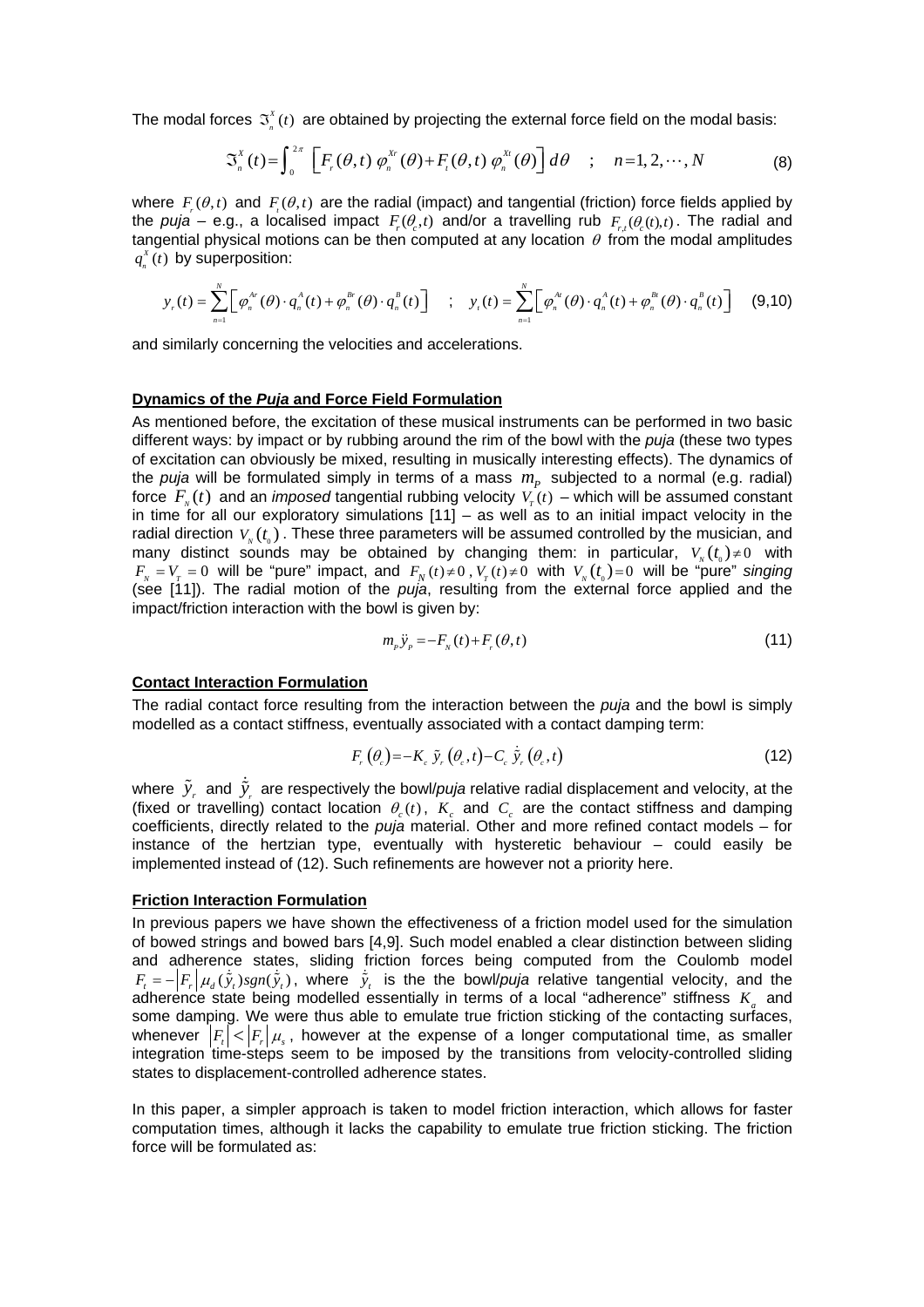The modal forces $\Im_n^X(t)$ are obtained by projecting the external force field on the modal basis:

$$\Im_n^X(t) = \int_0^{2\pi} \left[ F_r(\theta,t)\, \varphi_n^{Xr}(\theta) + F_t(\theta,t)\, \varphi_n^{Xt}(\theta) \right] d\theta \quad ; \quad n = 1, 2, \cdots, N \tag{8}$$

where $F_r(\theta,t)$ and $F_t(\theta,t)$ are the radial (impact) and tangential (friction) force fields applied by the *puja* – e.g., a localised impact $F_r(\theta_c,t)$ and/or a travelling rub $F_{r,t}(\theta_c(t),t)$. The radial and tangential physical motions can be then computed at any location $\theta$ from the modal amplitudes $q_n^X(t)$ by superposition:

$$y_r(t) = \sum_{n=1}^{N} \left[ \varphi_n^{Ar}(\theta) \cdot q_n^A(t) + \varphi_n^{Br}(\theta) \cdot q_n^B(t) \right] \quad ; \quad y_t(t) = \sum_{n=1}^{N} \left[ \varphi_n^{At}(\theta) \cdot q_n^A(t) + \varphi_n^{Bt}(\theta) \cdot q_n^B(t) \right] \tag{9,10}$$

and similarly concerning the velocities and accelerations.

## Dynamics of the *Puja* and Force Field Formulation

As mentioned before, the excitation of these musical instruments can be performed in two basic different ways: by impact or by rubbing around the rim of the bowl with the *puja* (these two types of excitation can obviously be mixed, resulting in musically interesting effects). The dynamics of the *puja* will be formulated simply in terms of a mass $m_P$ subjected to a normal (e.g. radial) force $F_N(t)$ and an *imposed* tangential rubbing velocity $V_T(t)$ – which will be assumed constant in time for all our exploratory simulations [11] – as well as to an initial impact velocity in the radial direction $V_N(t_0)$. These three parameters will be assumed controlled by the musician, and many distinct sounds may be obtained by changing them: in particular, $V_N(t_0) \neq 0$ with $F_N = V_T = 0$ will be "pure" impact, and $F_N(t) \neq 0$, $V_T(t) \neq 0$ with $V_N(t_0) = 0$ will be "pure" *singing* (see [11]). The radial motion of the *puja*, resulting from the external force applied and the impact/friction interaction with the bowl is given by:

$$m_P \ddot{y}_P = -F_N(t) + F_r(\theta,t) \tag{11}$$

## Contact Interaction Formulation

The radial contact force resulting from the interaction between the *puja* and the bowl is simply modelled as a contact stiffness, eventually associated with a contact damping term:

$$F_r(\theta_c) = -K_c\, \tilde{y}_r(\theta_c,t) - C_c\, \dot{\tilde{y}}_r(\theta_c,t) \tag{12}$$

where $\tilde{y}_r$ and $\dot{\tilde{y}}_r$ are respectively the bowl/*puja* relative radial displacement and velocity, at the (fixed or travelling) contact location $\theta_c(t)$, $K_c$ and $C_c$ are the contact stiffness and damping coefficients, directly related to the *puja* material. Other and more refined contact models – for instance of the hertzian type, eventually with hysteretic behaviour – could easily be implemented instead of (12). Such refinements are however not a priority here.

## Friction Interaction Formulation

In previous papers we have shown the effectiveness of a friction model used for the simulation of bowed strings and bowed bars [4,9]. Such model enabled a clear distinction between sliding and adherence states, sliding friction forces being computed from the Coulomb model $F_t = -|F_r|\, \mu_d(\dot{\tilde{y}}_t) sgn(\dot{\tilde{y}}_t)$, where $\dot{\tilde{y}}_t$ is the the bowl/*puja* relative tangential velocity, and the adherence state being modelled essentially in terms of a local "adherence" stiffness $K_a$ and some damping. We were thus able to emulate true friction sticking of the contacting surfaces, whenever $|F_t| < |F_r|\, \mu_s$, however at the expense of a longer computational time, as smaller integration time-steps seem to be imposed by the transitions from velocity-controlled sliding states to displacement-controlled adherence states.

In this paper, a simpler approach is taken to model friction interaction, which allows for faster computation times, although it lacks the capability to emulate true friction sticking. The friction force will be formulated as: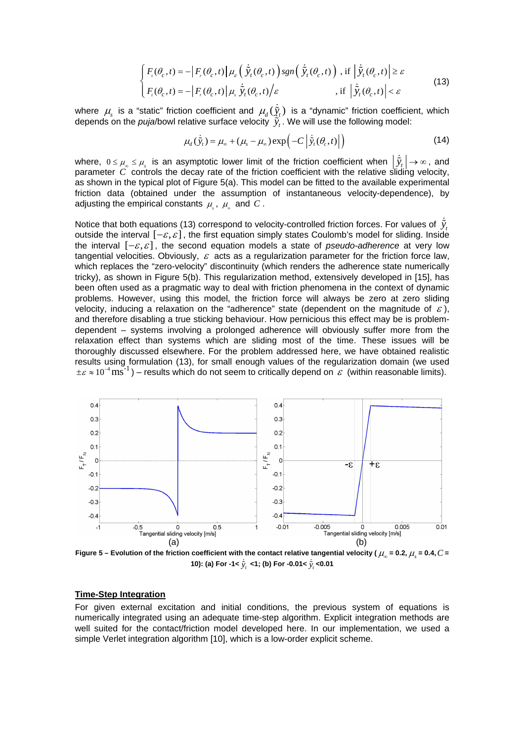$$
\begin{cases}
F_t(\theta_c,t) = -\left|F_r(\theta_c,t)\right| \mu_d\left(\dot{\tilde{y}}_t(\theta_c,t)\right) sgn\left(\dot{\tilde{y}}_t(\theta_c,t)\right) & \text{, if } \left|\dot{\tilde{y}}_t(\theta_c,t)\right| \geq \varepsilon \\
F_t(\theta_c,t) = -\left|F_r(\theta_c,t)\right| \mu_s\, \dot{\tilde{y}}_t(\theta_c,t)/\varepsilon & \text{, if } \left|\dot{\tilde{y}}_t(\theta_c,t)\right| < \varepsilon
\end{cases}
\tag{13}
$$

where $\mu_s$ is a "static" friction coefficient and $\mu_d(\dot{\tilde{y}}_t)$ is a "dynamic" friction coefficient, which depends on the *puja*/bowl relative surface velocity $\dot{\tilde{y}}_t$. We will use the following model:

$$
\mu_d(\dot{\tilde{y}}_t) = \mu_\infty + (\mu_s - \mu_\infty)\exp\left(-C\left|\dot{\tilde{y}}_t(\theta_c,t)\right|\right) \tag{14}
$$

where, $0 \leq \mu_\infty \leq \mu_s$ is an asymptotic lower limit of the friction coefficient when $\left|\dot{\tilde{y}}_t\right| \to \infty$, and parameter $C$ controls the decay rate of the friction coefficient with the relative sliding velocity, as shown in the typical plot of Figure 5(a). This model can be fitted to the available experimental friction data (obtained under the assumption of instantaneous velocity-dependence), by adjusting the empirical constants $\mu_s$, $\mu_\infty$ and $C$.

Notice that both equations (13) correspond to velocity-controlled friction forces. For values of $\dot{\tilde{y}}_t$ outside the interval $[-\varepsilon, \varepsilon]$, the first equation simply states Coulomb's model for sliding. Inside the interval $[-\varepsilon, \varepsilon]$, the second equation models a state of *pseudo-adherence* at very low tangential velocities. Obviously, $\varepsilon$ acts as a regularization parameter for the friction force law, which replaces the "zero-velocity" discontinuity (which renders the adherence state numerically tricky), as shown in Figure 5(b). This regularization method, extensively developed in [15], has been often used as a pragmatic way to deal with friction phenomena in the context of dynamic problems. However, using this model, the friction force will always be zero at zero sliding velocity, inducing a relaxation on the "adherence" state (dependent on the magnitude of $\varepsilon$), and therefore disabling a true sticking behaviour. How pernicious this effect may be is problem-dependent – systems involving a prolonged adherence will obviously suffer more from the relaxation effect than systems which are sliding most of the time. These issues will be thoroughly discussed elsewhere. For the problem addressed here, we have obtained realistic results using formulation (13), for small enough values of the regularization domain (we used $\pm\varepsilon \approx 10^{-4}\,\text{ms}^{-1}$) – results which do not seem to critically depend on $\varepsilon$ (within reasonable limits).

**Figure 5 – Evolution of the friction coefficient with the contact relative tangential velocity ($\mu_\infty$ = 0.2, $\mu_s$ = 0.4, $C$ = 10): (a) For -1< $\dot{\tilde{y}}_t$ <1; (b) For -0.01< $\dot{\tilde{y}}_t$ <0.01**

## Time-Step Integration

For given external excitation and initial conditions, the previous system of equations is numerically integrated using an adequate time-step algorithm. Explicit integration methods are well suited for the contact/friction model developed here. In our implementation, we used a simple Verlet integration algorithm [10], which is a low-order explicit scheme.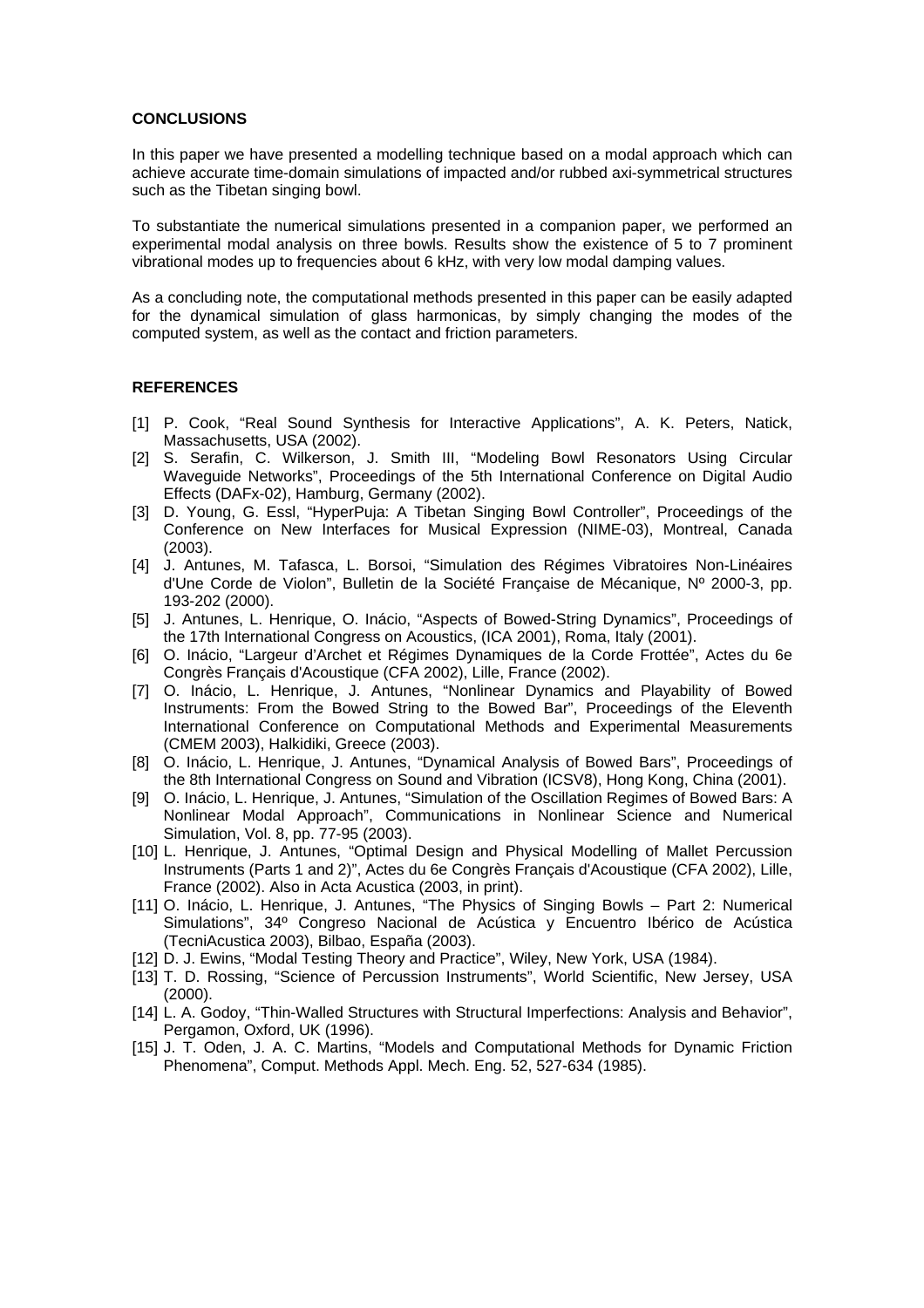## CONCLUSIONS

In this paper we have presented a modelling technique based on a modal approach which can achieve accurate time-domain simulations of impacted and/or rubbed axi-symmetrical structures such as the Tibetan singing bowl.

To substantiate the numerical simulations presented in a companion paper, we performed an experimental modal analysis on three bowls. Results show the existence of 5 to 7 prominent vibrational modes up to frequencies about 6 kHz, with very low modal damping values.

As a concluding note, the computational methods presented in this paper can be easily adapted for the dynamical simulation of glass harmonicas, by simply changing the modes of the computed system, as well as the contact and friction parameters.

## REFERENCES

[1] P. Cook, "Real Sound Synthesis for Interactive Applications", A. K. Peters, Natick, Massachusetts, USA (2002).

[2] S. Serafin, C. Wilkerson, J. Smith III, "Modeling Bowl Resonators Using Circular Waveguide Networks", Proceedings of the 5th International Conference on Digital Audio Effects (DAFx-02), Hamburg, Germany (2002).

[3] D. Young, G. Essl, "HyperPuja: A Tibetan Singing Bowl Controller", Proceedings of the Conference on New Interfaces for Musical Expression (NIME-03), Montreal, Canada (2003).

[4] J. Antunes, M. Tafasca, L. Borsoi, "Simulation des Régimes Vibratoires Non-Linéaires d'Une Corde de Violon", Bulletin de la Société Française de Mécanique, Nº 2000-3, pp. 193-202 (2000).

[5] J. Antunes, L. Henrique, O. Inácio, "Aspects of Bowed-String Dynamics", Proceedings of the 17th International Congress on Acoustics, (ICA 2001), Roma, Italy (2001).

[6] O. Inácio, "Largeur d'Archet et Régimes Dynamiques de la Corde Frottée", Actes du 6e Congrès Français d'Acoustique (CFA 2002), Lille, France (2002).

[7] O. Inácio, L. Henrique, J. Antunes, "Nonlinear Dynamics and Playability of Bowed Instruments: From the Bowed String to the Bowed Bar", Proceedings of the Eleventh International Conference on Computational Methods and Experimental Measurements (CMEM 2003), Halkidiki, Greece (2003).

[8] O. Inácio, L. Henrique, J. Antunes, "Dynamical Analysis of Bowed Bars", Proceedings of the 8th International Congress on Sound and Vibration (ICSV8), Hong Kong, China (2001).

[9] O. Inácio, L. Henrique, J. Antunes, "Simulation of the Oscillation Regimes of Bowed Bars: A Nonlinear Modal Approach", Communications in Nonlinear Science and Numerical Simulation, Vol. 8, pp. 77-95 (2003).

[10] L. Henrique, J. Antunes, "Optimal Design and Physical Modelling of Mallet Percussion Instruments (Parts 1 and 2)", Actes du 6e Congrès Français d'Acoustique (CFA 2002), Lille, France (2002). Also in Acta Acustica (2003, in print).

[11] O. Inácio, L. Henrique, J. Antunes, "The Physics of Singing Bowls – Part 2: Numerical Simulations", 34º Congreso Nacional de Acústica y Encuentro Ibérico de Acústica (TecniAcustica 2003), Bilbao, España (2003).

[12] D. J. Ewins, "Modal Testing Theory and Practice", Wiley, New York, USA (1984).

[13] T. D. Rossing, "Science of Percussion Instruments", World Scientific, New Jersey, USA (2000).

[14] L. A. Godoy, "Thin-Walled Structures with Structural Imperfections: Analysis and Behavior", Pergamon, Oxford, UK (1996).

[15] J. T. Oden, J. A. C. Martins, "Models and Computational Methods for Dynamic Friction Phenomena", Comput. Methods Appl. Mech. Eng. 52, 527-634 (1985).